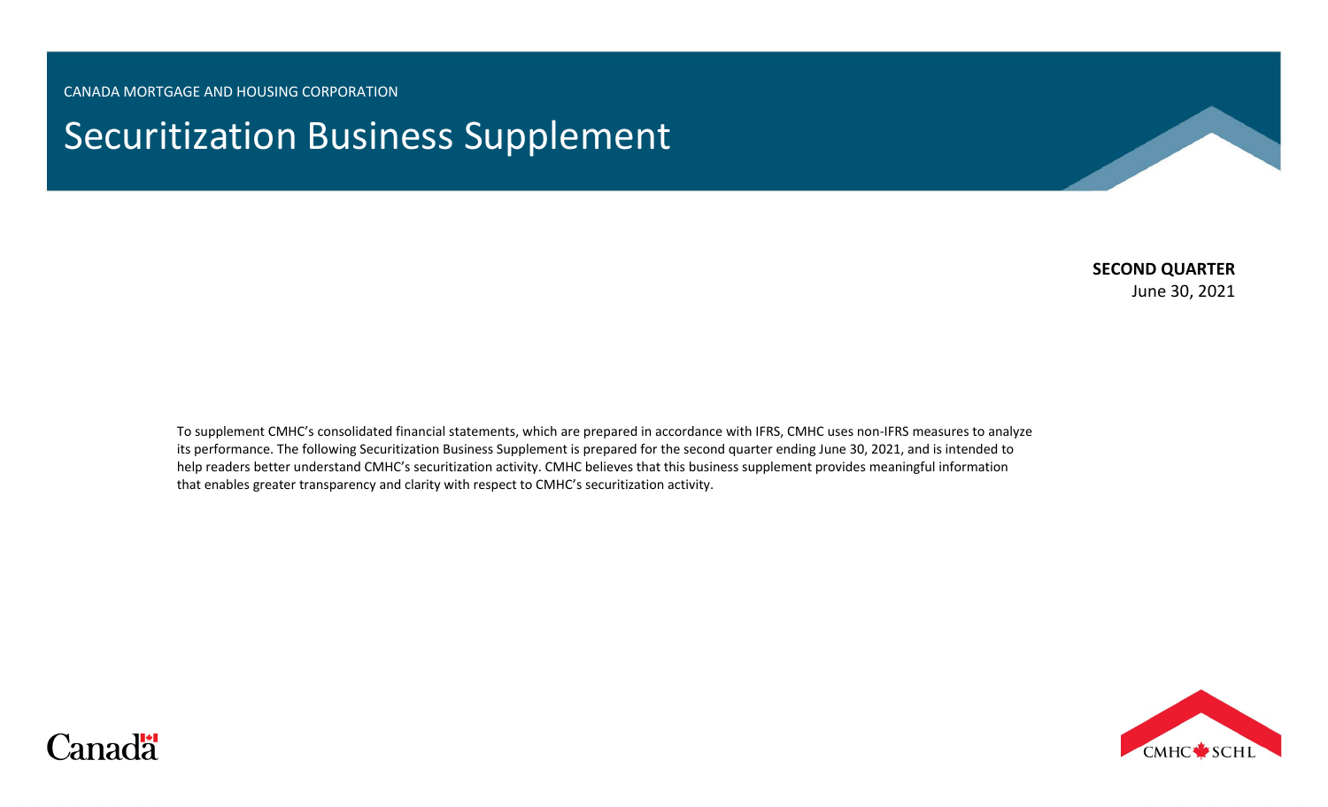CANADA MORTGAGE AND HOUSING CORPORATION

# Securitization Business Supplement

**SECOND QUARTER**
June 30, 2021

To supplement CMHC's consolidated financial statements, which are prepared in accordance with IFRS, CMHC uses non-IFRS measures to analyze its performance. The following Securitization Business Supplement is prepared for the second quarter ending June 30, 2021, and is intended to help readers better understand CMHC's securitization activity. CMHC believes that this business supplement provides meaningful information that enables greater transparency and clarity with respect to CMHC's securitization activity.

Canada

CMHC SCHL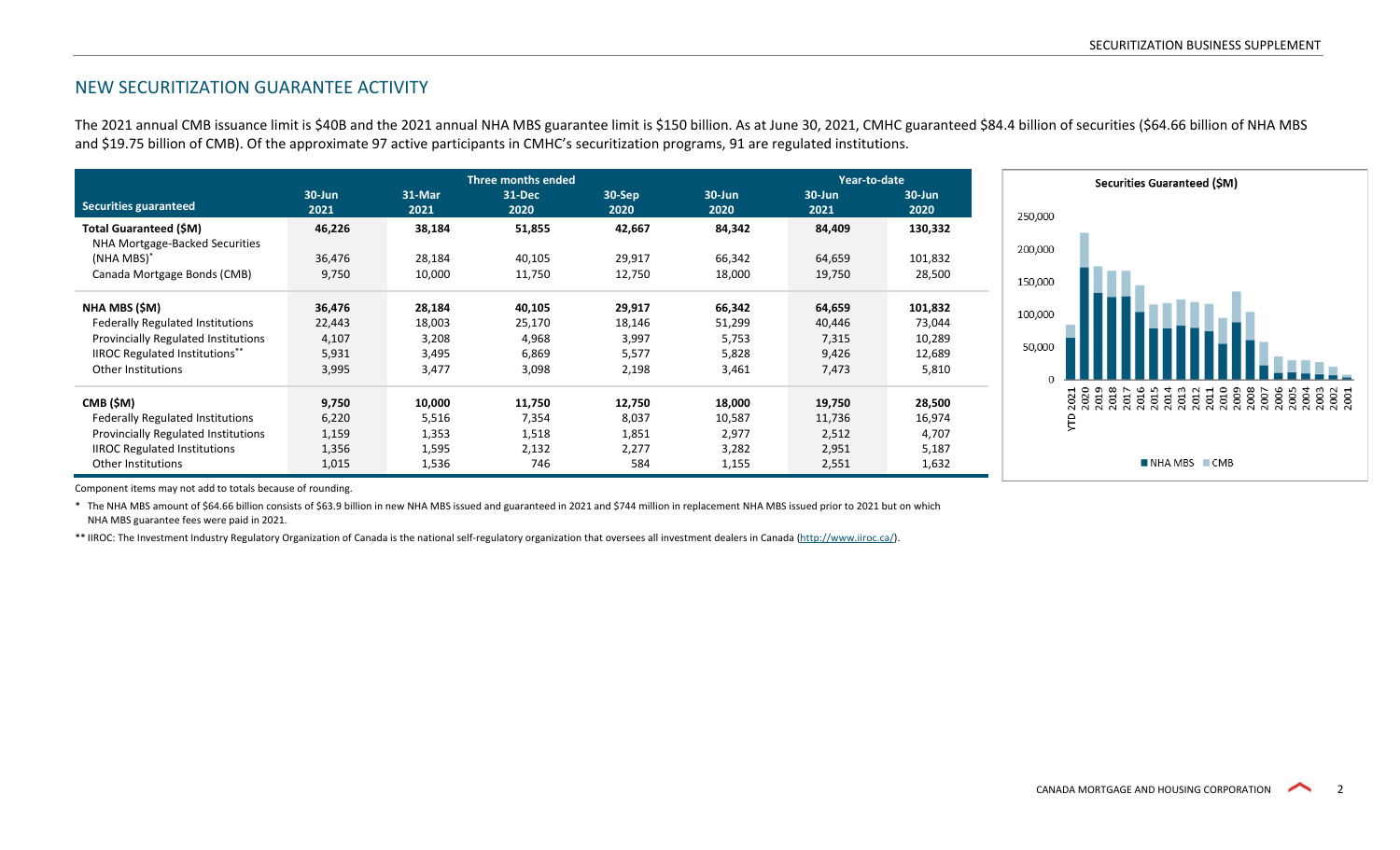## NEW SECURITIZATION GUARANTEE ACTIVITY

The 2021 annual CMB issuance limit is $40B and the 2021 annual NHA MBS guarantee limit is $150 billion. As at June 30, 2021, CMHC guaranteed $84.4 billion of securities ($64.66 billion of NHA MBS and $19.75 billion of CMB). Of the approximate 97 active participants in CMHC's securitization programs, 91 are regulated institutions.

| Securities guaranteed | Three months ended | | | | | Year-to-date | |
|---|---|---|---|---|---|---|---|
| | 30-Jun 2021 | 31-Mar 2021 | 31-Dec 2020 | 30-Sep 2020 | 30-Jun 2020 | 30-Jun 2021 | 30-Jun 2020 |
| **Total Guaranteed ($M)** | **46,226** | **38,184** | **51,855** | **42,667** | **84,342** | **84,409** | **130,332** |
| NHA Mortgage-Backed Securities (NHA MBS)* | 36,476 | 28,184 | 40,105 | 29,917 | 66,342 | 64,659 | 101,832 |
| Canada Mortgage Bonds (CMB) | 9,750 | 10,000 | 11,750 | 12,750 | 18,000 | 19,750 | 28,500 |
| **NHA MBS ($M)** | **36,476** | **28,184** | **40,105** | **29,917** | **66,342** | **64,659** | **101,832** |
| Federally Regulated Institutions | 22,443 | 18,003 | 25,170 | 18,146 | 51,299 | 40,446 | 73,044 |
| Provincially Regulated Institutions | 4,107 | 3,208 | 4,968 | 3,997 | 5,753 | 7,315 | 10,289 |
| IIROC Regulated Institutions** | 5,931 | 3,495 | 6,869 | 5,577 | 5,828 | 9,426 | 12,689 |
| Other Institutions | 3,995 | 3,477 | 3,098 | 2,198 | 3,461 | 7,473 | 5,810 |
| **CMB ($M)** | **9,750** | **10,000** | **11,750** | **12,750** | **18,000** | **19,750** | **28,500** |
| Federally Regulated Institutions | 6,220 | 5,516 | 7,354 | 8,037 | 10,587 | 11,736 | 16,974 |
| Provincially Regulated Institutions | 1,159 | 1,353 | 1,518 | 1,851 | 2,977 | 2,512 | 4,707 |
| IIROC Regulated Institutions | 1,356 | 1,595 | 2,132 | 2,277 | 3,282 | 2,951 | 5,187 |
| Other Institutions | 1,015 | 1,536 | 746 | 584 | 1,155 | 2,551 | 1,632 |

**Securities Guaranteed ($M)**

Component items may not add to totals because of rounding.

* The NHA MBS amount of $64.66 billion consists of $63.9 billion in new NHA MBS issued and guaranteed in 2021 and $744 million in replacement NHA MBS issued prior to 2021 but on which NHA MBS guarantee fees were paid in 2021.

** IIROC: The Investment Industry Regulatory Organization of Canada is the national self-regulatory organization that oversees all investment dealers in Canada (http://www.iiroc.ca/).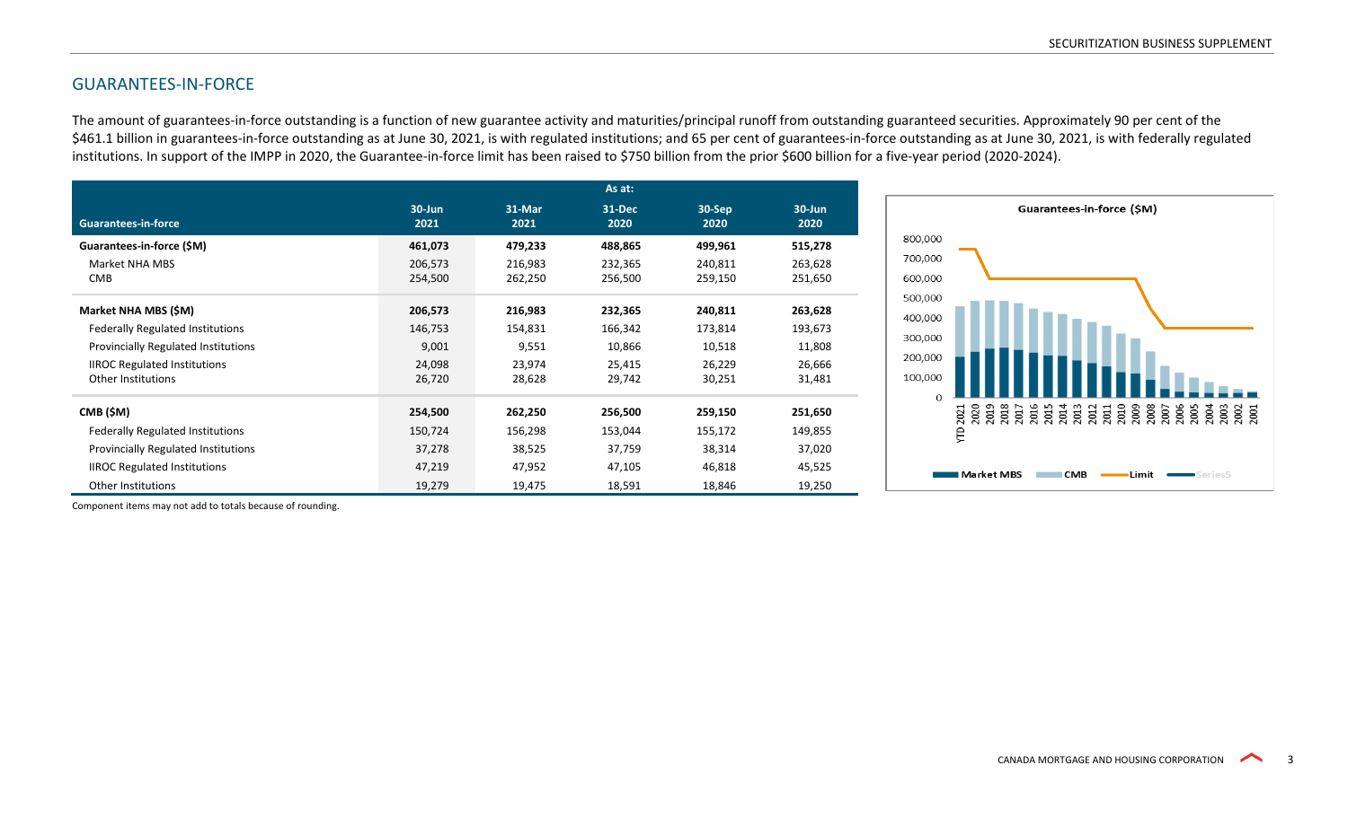## GUARANTEES-IN-FORCE

The amount of guarantees-in-force outstanding is a function of new guarantee activity and maturities/principal runoff from outstanding guaranteed securities. Approximately 90 per cent of the $461.1 billion in guarantees-in-force outstanding as at June 30, 2021, is with regulated institutions; and 65 per cent of guarantees-in-force outstanding as at June 30, 2021, is with federally regulated institutions. In support of the IMPP in 2020, the Guarantee-in-force limit has been raised to $750 billion from the prior $600 billion for a five-year period (2020-2024).

| Guarantees-in-force | As at: 30-Jun 2021 | 31-Mar 2021 | 31-Dec 2020 | 30-Sep 2020 | 30-Jun 2020 |
|---|---|---|---|---|---|
| **Guarantees-in-force ($M)** | **461,073** | **479,233** | **488,865** | **499,961** | **515,278** |
| Market NHA MBS | 206,573 | 216,983 | 232,365 | 240,811 | 263,628 |
| CMB | 254,500 | 262,250 | 256,500 | 259,150 | 251,650 |
| **Market NHA MBS ($M)** | **206,573** | **216,983** | **232,365** | **240,811** | **263,628** |
| Federally Regulated Institutions | 146,753 | 154,831 | 166,342 | 173,814 | 193,673 |
| Provincially Regulated Institutions | 9,001 | 9,551 | 10,866 | 10,518 | 11,808 |
| IIROC Regulated Institutions | 24,098 | 23,974 | 25,415 | 26,229 | 26,666 |
| Other Institutions | 26,720 | 28,628 | 29,742 | 30,251 | 31,481 |
| **CMB ($M)** | **254,500** | **262,250** | **256,500** | **259,150** | **251,650** |
| Federally Regulated Institutions | 150,724 | 156,298 | 153,044 | 155,172 | 149,855 |
| Provincially Regulated Institutions | 37,278 | 38,525 | 37,759 | 38,314 | 37,020 |
| IIROC Regulated Institutions | 47,219 | 47,952 | 47,105 | 46,818 | 45,525 |
| Other Institutions | 19,279 | 19,475 | 18,591 | 18,846 | 19,250 |

Component items may not add to totals because of rounding.

**Guarantees-in-force ($M)**

Legend: Market MBS, CMB, Limit, Series5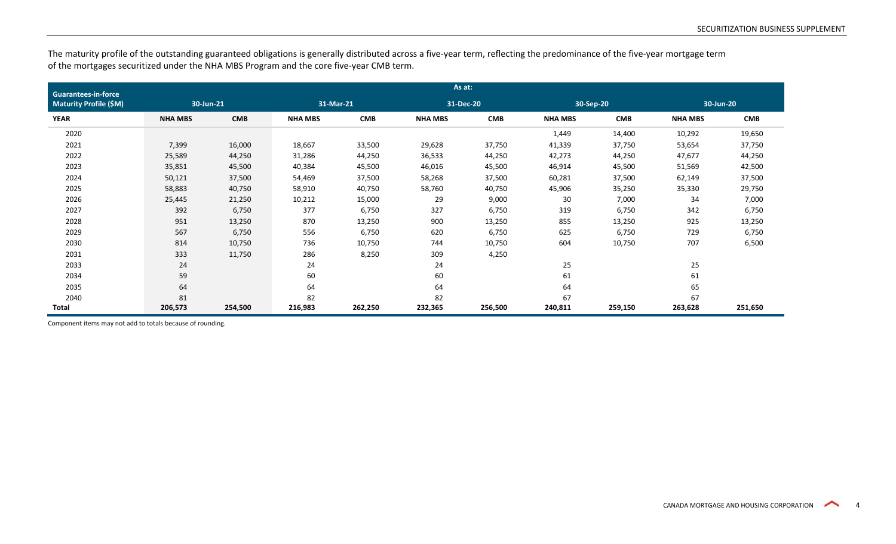The maturity profile of the outstanding guaranteed obligations is generally distributed across a five-year term, reflecting the predominance of the five-year mortgage term of the mortgages securitized under the NHA MBS Program and the core five-year CMB term.

| Guarantees-in-force Maturity Profile ($M) | As at: 30-Jun-21 | | 31-Mar-21 | | 31-Dec-20 | | 30-Sep-20 | | 30-Jun-20 | |
|---|---|---|---|---|---|---|---|---|---|---|
| **YEAR** | **NHA MBS** | **CMB** | **NHA MBS** | **CMB** | **NHA MBS** | **CMB** | **NHA MBS** | **CMB** | **NHA MBS** | **CMB** |
| 2020 | | | | | | | 1,449 | 14,400 | 10,292 | 19,650 |
| 2021 | 7,399 | 16,000 | 18,667 | 33,500 | 29,628 | 37,750 | 41,339 | 37,750 | 53,654 | 37,750 |
| 2022 | 25,589 | 44,250 | 31,286 | 44,250 | 36,533 | 44,250 | 42,273 | 44,250 | 47,677 | 44,250 |
| 2023 | 35,851 | 45,500 | 40,384 | 45,500 | 46,016 | 45,500 | 46,914 | 45,500 | 51,569 | 42,500 |
| 2024 | 50,121 | 37,500 | 54,469 | 37,500 | 58,268 | 37,500 | 60,281 | 37,500 | 62,149 | 37,500 |
| 2025 | 58,883 | 40,750 | 58,910 | 40,750 | 58,760 | 40,750 | 45,906 | 35,250 | 35,330 | 29,750 |
| 2026 | 25,445 | 21,250 | 10,212 | 15,000 | 29 | 9,000 | 30 | 7,000 | 34 | 7,000 |
| 2027 | 392 | 6,750 | 377 | 6,750 | 327 | 6,750 | 319 | 6,750 | 342 | 6,750 |
| 2028 | 951 | 13,250 | 870 | 13,250 | 900 | 13,250 | 855 | 13,250 | 925 | 13,250 |
| 2029 | 567 | 6,750 | 556 | 6,750 | 620 | 6,750 | 625 | 6,750 | 729 | 6,750 |
| 2030 | 814 | 10,750 | 736 | 10,750 | 744 | 10,750 | 604 | 10,750 | 707 | 6,500 |
| 2031 | 333 | 11,750 | 286 | 8,250 | 309 | 4,250 | | | | |
| 2033 | 24 | | 24 | | 24 | | 25 | | 25 | |
| 2034 | 59 | | 60 | | 60 | | 61 | | 61 | |
| 2035 | 64 | | 64 | | 64 | | 64 | | 65 | |
| 2040 | 81 | | 82 | | 82 | | 67 | | 67 | |
| **Total** | **206,573** | **254,500** | **216,983** | **262,250** | **232,365** | **256,500** | **240,811** | **259,150** | **263,628** | **251,650** |

Component items may not add to totals because of rounding.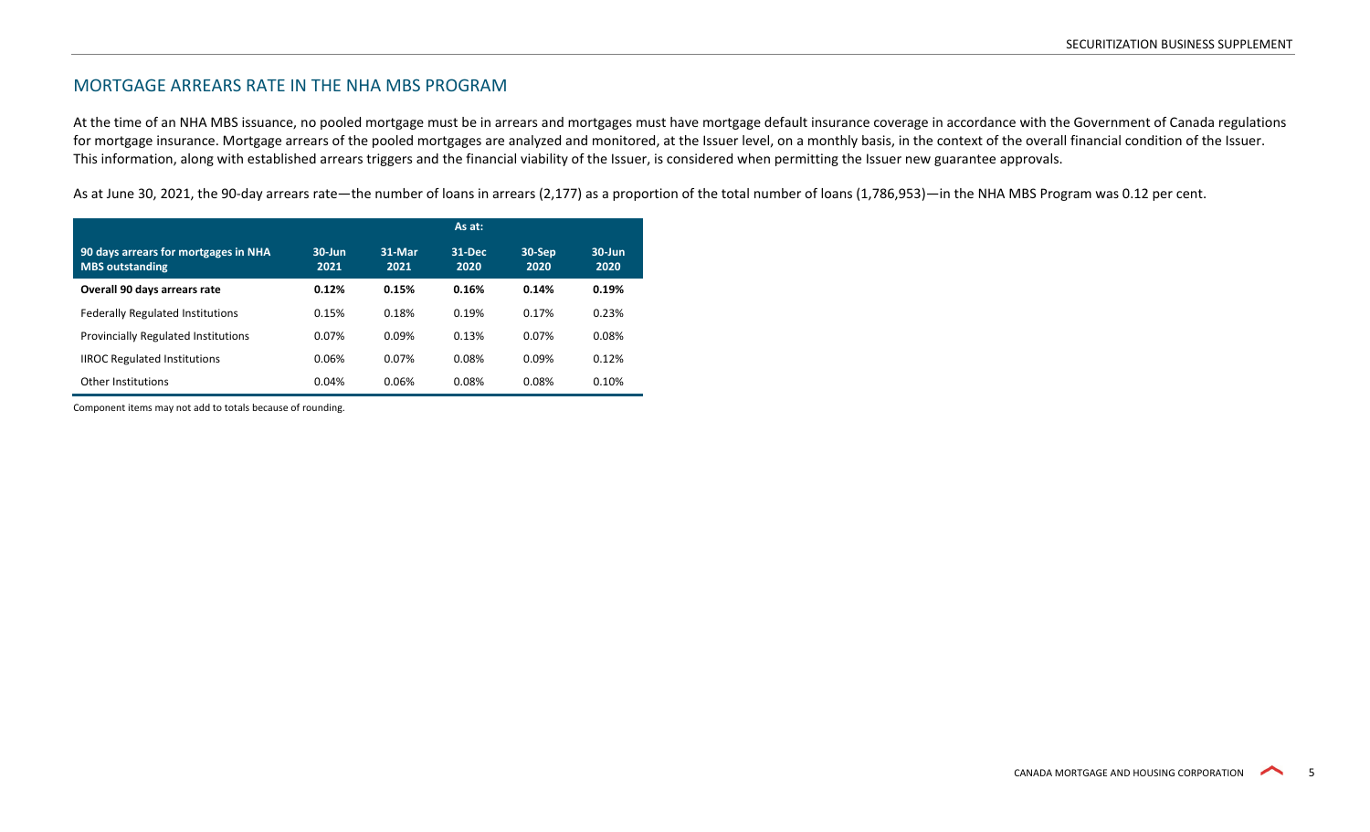## MORTGAGE ARREARS RATE IN THE NHA MBS PROGRAM

At the time of an NHA MBS issuance, no pooled mortgage must be in arrears and mortgages must have mortgage default insurance coverage in accordance with the Government of Canada regulations for mortgage insurance. Mortgage arrears of the pooled mortgages are analyzed and monitored, at the Issuer level, on a monthly basis, in the context of the overall financial condition of the Issuer. This information, along with established arrears triggers and the financial viability of the Issuer, is considered when permitting the Issuer new guarantee approvals.

As at June 30, 2021, the 90-day arrears rate—the number of loans in arrears (2,177) as a proportion of the total number of loans (1,786,953)—in the NHA MBS Program was 0.12 per cent.

| | As at: | | | | |
|---|---|---|---|---|---|
| **90 days arrears for mortgages in NHA MBS outstanding** | **30-Jun 2021** | **31-Mar 2021** | **31-Dec 2020** | **30-Sep 2020** | **30-Jun 2020** |
| **Overall 90 days arrears rate** | **0.12%** | **0.15%** | **0.16%** | **0.14%** | **0.19%** |
| Federally Regulated Institutions | 0.15% | 0.18% | 0.19% | 0.17% | 0.23% |
| Provincially Regulated Institutions | 0.07% | 0.09% | 0.13% | 0.07% | 0.08% |
| IIROC Regulated Institutions | 0.06% | 0.07% | 0.08% | 0.09% | 0.12% |
| Other Institutions | 0.04% | 0.06% | 0.08% | 0.08% | 0.10% |

Component items may not add to totals because of rounding.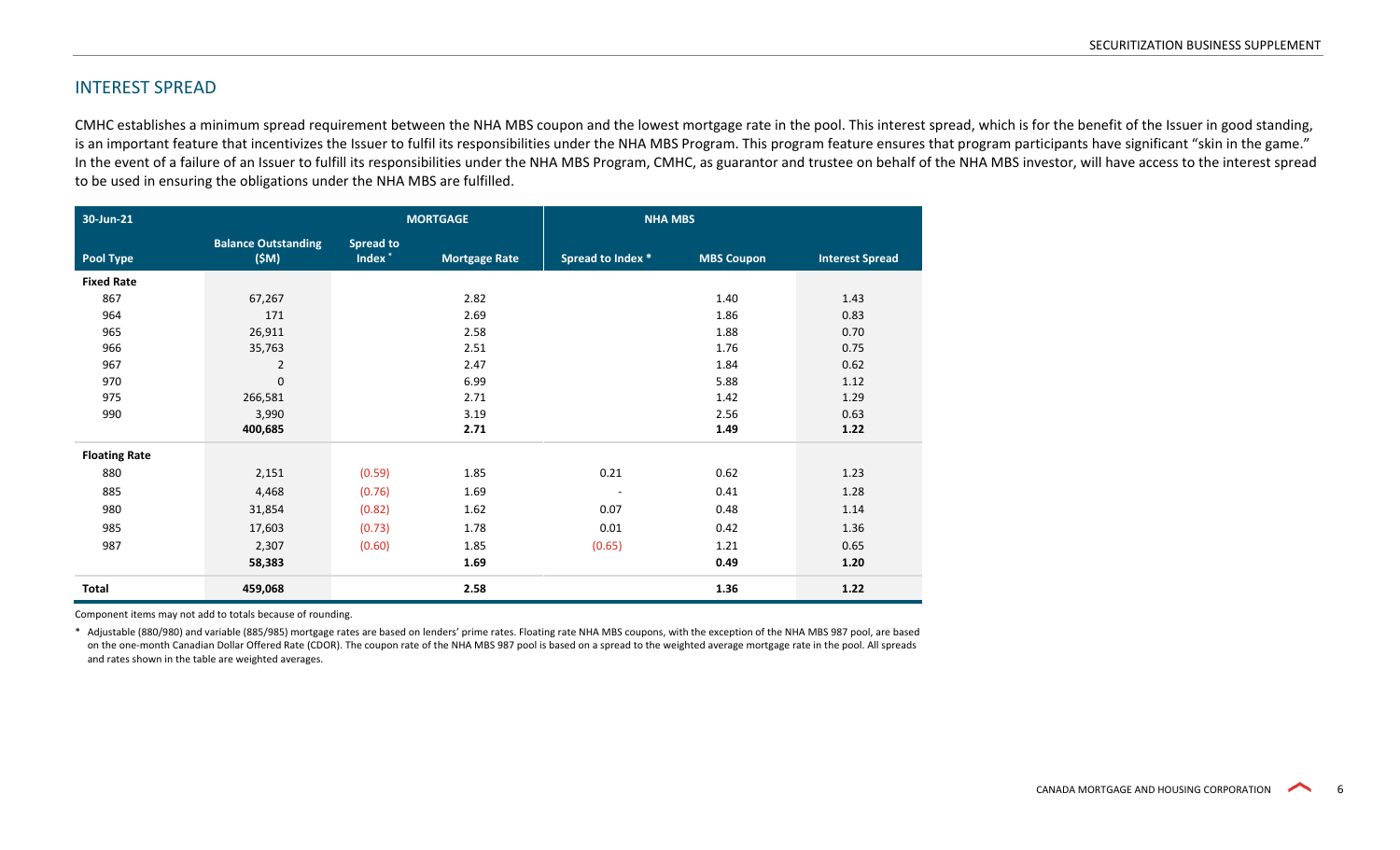## INTEREST SPREAD

CMHC establishes a minimum spread requirement between the NHA MBS coupon and the lowest mortgage rate in the pool. This interest spread, which is for the benefit of the Issuer in good standing, is an important feature that incentivizes the Issuer to fulfil its responsibilities under the NHA MBS Program. This program feature ensures that program participants have significant "skin in the game." In the event of a failure of an Issuer to fulfill its responsibilities under the NHA MBS Program, CMHC, as guarantor and trustee on behalf of the NHA MBS investor, will have access to the interest spread to be used in ensuring the obligations under the NHA MBS are fulfilled.

| 30-Jun-21 | MORTGAGE | | | NHA MBS | | |
|---|---|---|---|---|---|---|
| **Pool Type** | **Balance Outstanding ($M)** | **Spread to Index \*** | **Mortgage Rate** | **Spread to Index \*** | **MBS Coupon** | **Interest Spread** |
| **Fixed Rate** | | | | | | |
| 867 | 67,267 | | 2.82 | | 1.40 | 1.43 |
| 964 | 171 | | 2.69 | | 1.86 | 0.83 |
| 965 | 26,911 | | 2.58 | | 1.88 | 0.70 |
| 966 | 35,763 | | 2.51 | | 1.76 | 0.75 |
| 967 | 2 | | 2.47 | | 1.84 | 0.62 |
| 970 | 0 | | 6.99 | | 5.88 | 1.12 |
| 975 | 266,581 | | 2.71 | | 1.42 | 1.29 |
| 990 | 3,990 | | 3.19 | | 2.56 | 0.63 |
| | **400,685** | | **2.71** | | **1.49** | **1.22** |
| **Floating Rate** | | | | | | |
| 880 | 2,151 | (0.59) | 1.85 | 0.21 | 0.62 | 1.23 |
| 885 | 4,468 | (0.76) | 1.69 | - | 0.41 | 1.28 |
| 980 | 31,854 | (0.82) | 1.62 | 0.07 | 0.48 | 1.14 |
| 985 | 17,603 | (0.73) | 1.78 | 0.01 | 0.42 | 1.36 |
| 987 | 2,307 | (0.60) | 1.85 | (0.65) | 1.21 | 0.65 |
| | **58,383** | | **1.69** | | **0.49** | **1.20** |
| **Total** | **459,068** | | **2.58** | | **1.36** | **1.22** |

Component items may not add to totals because of rounding.

\* Adjustable (880/980) and variable (885/985) mortgage rates are based on lenders' prime rates. Floating rate NHA MBS coupons, with the exception of the NHA MBS 987 pool, are based on the one-month Canadian Dollar Offered Rate (CDOR). The coupon rate of the NHA MBS 987 pool is based on a spread to the weighted average mortgage rate in the pool. All spreads and rates shown in the table are weighted averages.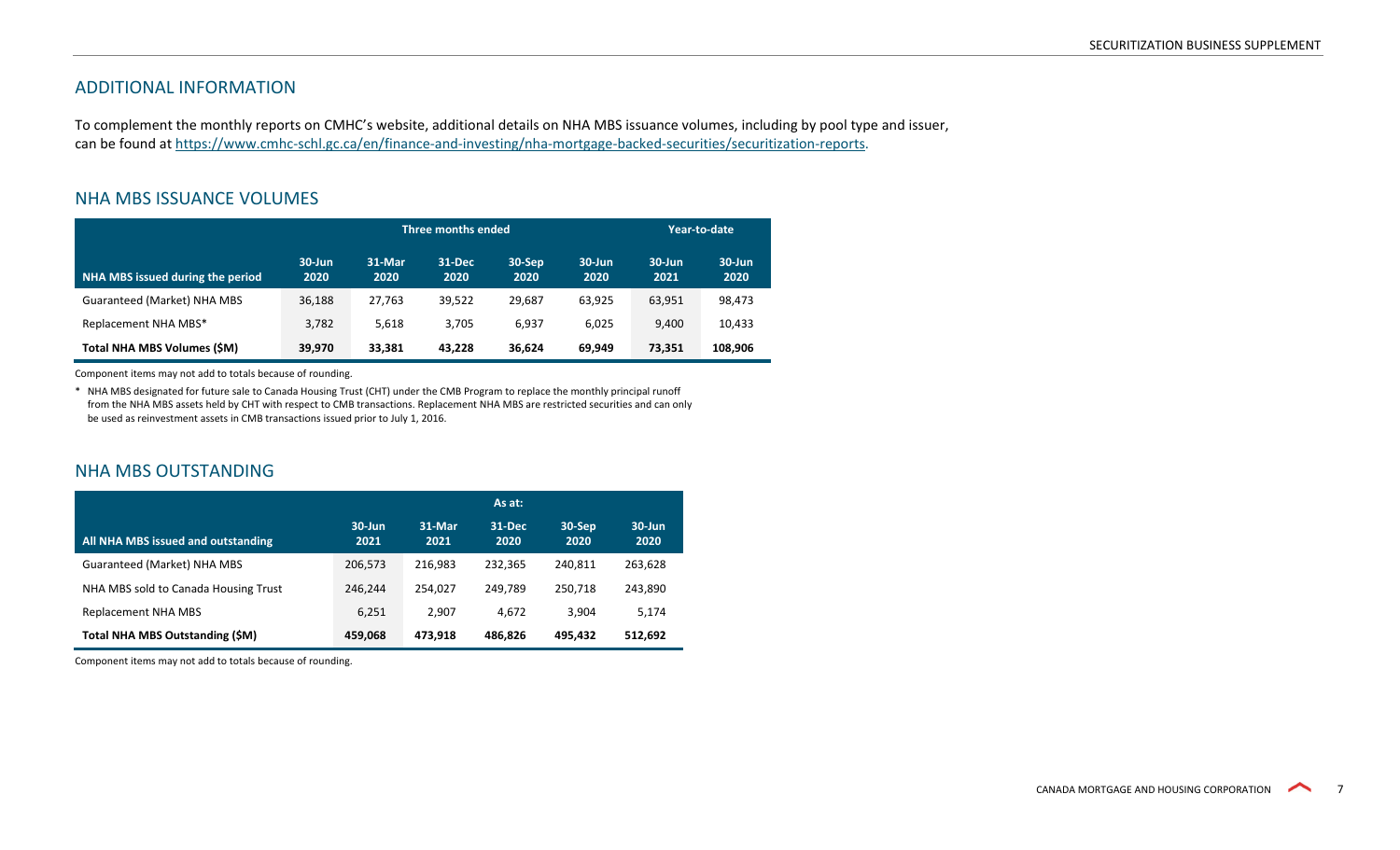## ADDITIONAL INFORMATION

To complement the monthly reports on CMHC's website, additional details on NHA MBS issuance volumes, including by pool type and issuer, can be found at https://www.cmhc-schl.gc.ca/en/finance-and-investing/nha-mortgage-backed-securities/securitization-reports.

## NHA MBS ISSUANCE VOLUMES

| | Three months ended | | | | | Year-to-date | |
|---|---|---|---|---|---|---|---|
| **NHA MBS issued during the period** | **30-Jun 2020** | **31-Mar 2020** | **31-Dec 2020** | **30-Sep 2020** | **30-Jun 2020** | **30-Jun 2021** | **30-Jun 2020** |
| Guaranteed (Market) NHA MBS | 36,188 | 27,763 | 39,522 | 29,687 | 63,925 | 63,951 | 98,473 |
| Replacement NHA MBS* | 3,782 | 5,618 | 3,705 | 6,937 | 6,025 | 9,400 | 10,433 |
| **Total NHA MBS Volumes ($M)** | **39,970** | **33,381** | **43,228** | **36,624** | **69,949** | **73,351** | **108,906** |

Component items may not add to totals because of rounding.

* NHA MBS designated for future sale to Canada Housing Trust (CHT) under the CMB Program to replace the monthly principal runoff from the NHA MBS assets held by CHT with respect to CMB transactions. Replacement NHA MBS are restricted securities and can only be used as reinvestment assets in CMB transactions issued prior to July 1, 2016.

## NHA MBS OUTSTANDING

| | As at: | | | | |
|---|---|---|---|---|---|
| **All NHA MBS issued and outstanding** | **30-Jun 2021** | **31-Mar 2021** | **31-Dec 2020** | **30-Sep 2020** | **30-Jun 2020** |
| Guaranteed (Market) NHA MBS | 206,573 | 216,983 | 232,365 | 240,811 | 263,628 |
| NHA MBS sold to Canada Housing Trust | 246,244 | 254,027 | 249,789 | 250,718 | 243,890 |
| Replacement NHA MBS | 6,251 | 2,907 | 4,672 | 3,904 | 5,174 |
| **Total NHA MBS Outstanding ($M)** | **459,068** | **473,918** | **486,826** | **495,432** | **512,692** |

Component items may not add to totals because of rounding.